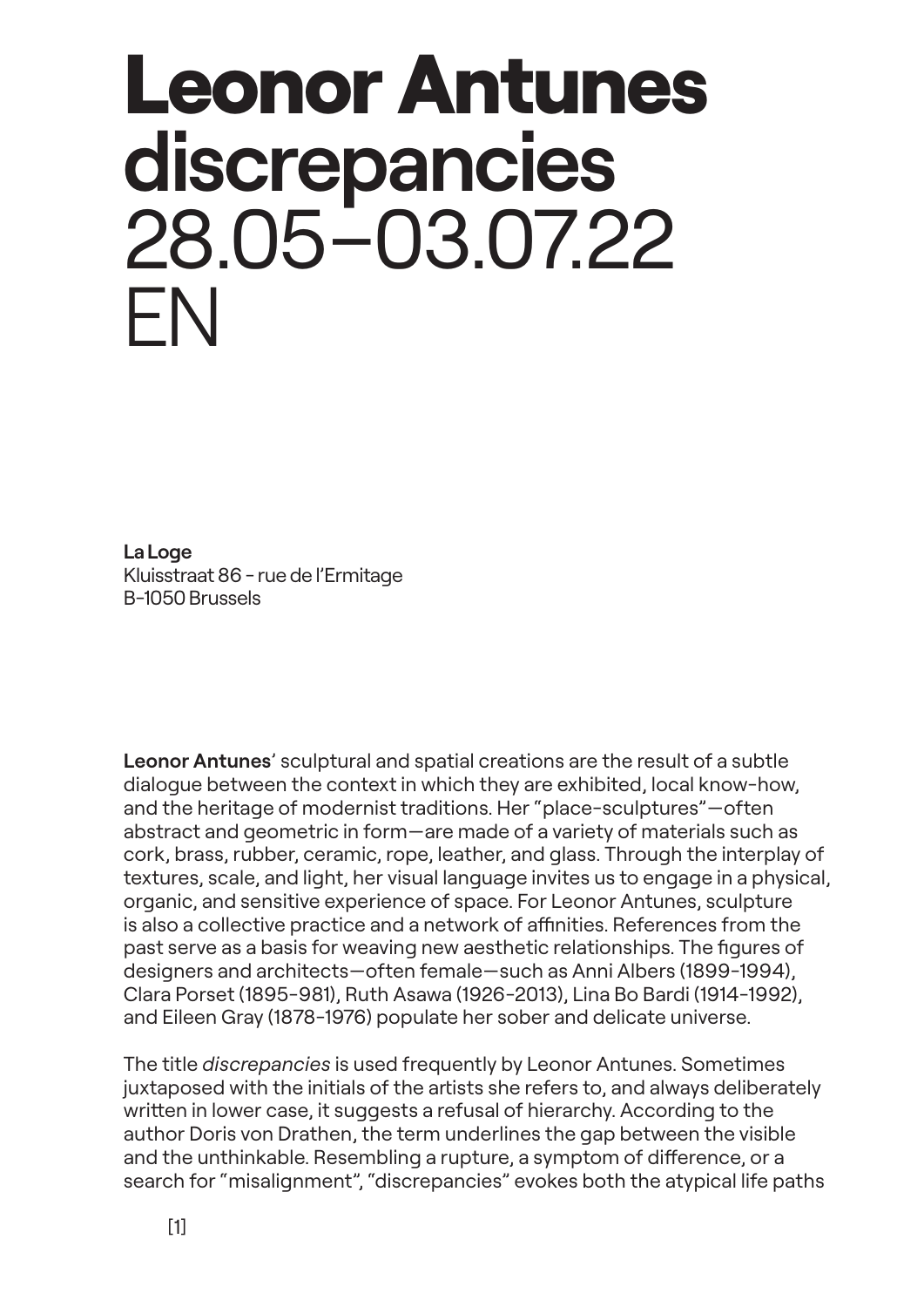# Leonor Antunes discrepancies 28.05–03.07.22 EN

**La Loge**
Kluisstraat 86 - rue de l'Ermitage
B-1050 Brussels

**Leonor Antunes**' sculptural and spatial creations are the result of a subtle dialogue between the context in which they are exhibited, local know-how, and the heritage of modernist traditions. Her "place-sculptures"—often abstract and geometric in form—are made of a variety of materials such as cork, brass, rubber, ceramic, rope, leather, and glass. Through the interplay of textures, scale, and light, her visual language invites us to engage in a physical, organic, and sensitive experience of space. For Leonor Antunes, sculpture is also a collective practice and a network of affinities. References from the past serve as a basis for weaving new aesthetic relationships. The figures of designers and architects—often female—such as Anni Albers (1899-1994), Clara Porset (1895-981), Ruth Asawa (1926-2013), Lina Bo Bardi (1914-1992), and Eileen Gray (1878-1976) populate her sober and delicate universe.

The title *discrepancies* is used frequently by Leonor Antunes. Sometimes juxtaposed with the initials of the artists she refers to, and always deliberately written in lower case, it suggests a refusal of hierarchy. According to the author Doris von Drathen, the term underlines the gap between the visible and the unthinkable. Resembling a rupture, a symptom of difference, or a search for "misalignment", "discrepancies" evokes both the atypical life paths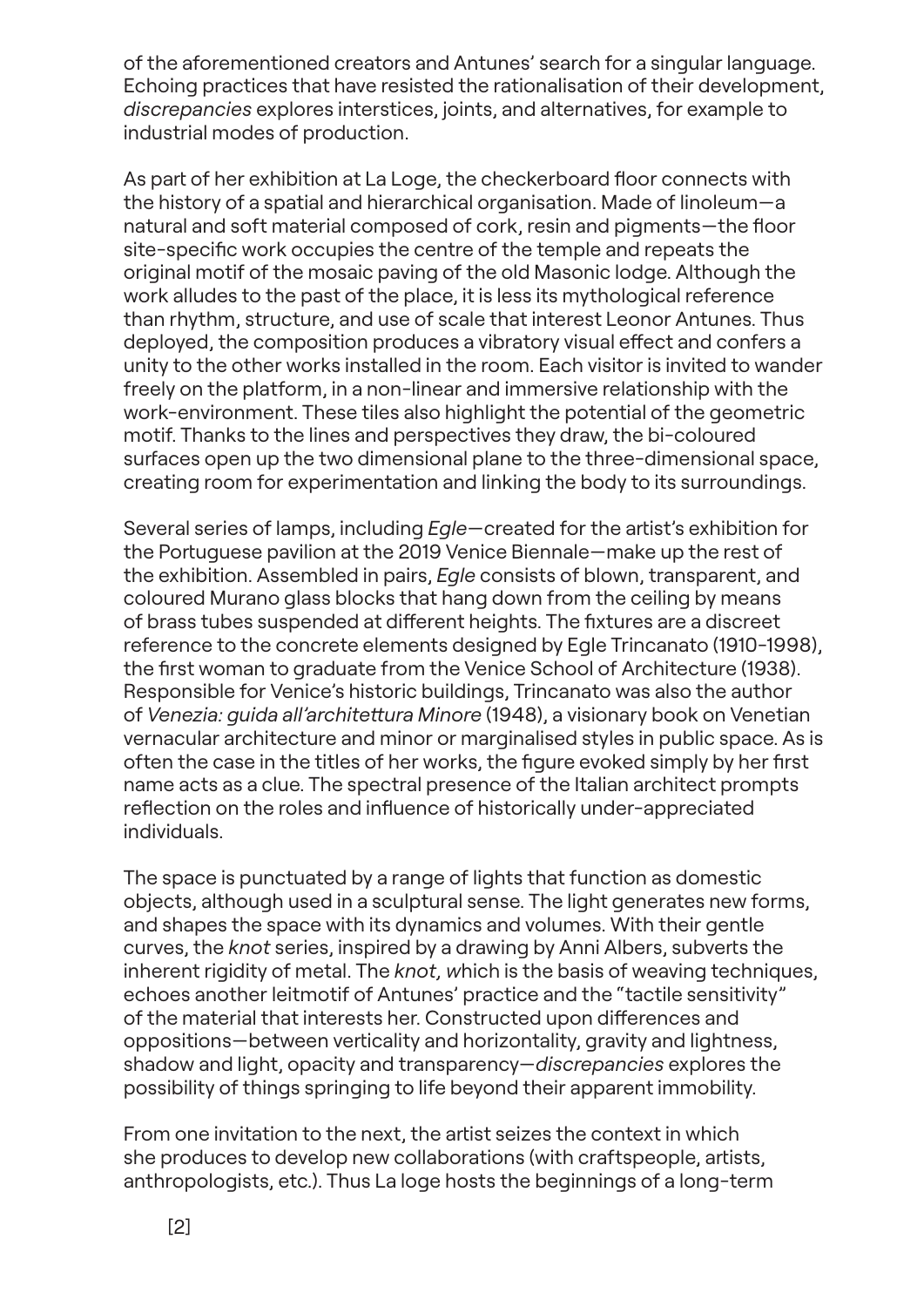of the aforementioned creators and Antunes' search for a singular language. Echoing practices that have resisted the rationalisation of their development, *discrepancies* explores interstices, joints, and alternatives, for example to industrial modes of production.

As part of her exhibition at La Loge, the checkerboard floor connects with the history of a spatial and hierarchical organisation. Made of linoleum—a natural and soft material composed of cork, resin and pigments—the floor site-specific work occupies the centre of the temple and repeats the original motif of the mosaic paving of the old Masonic lodge. Although the work alludes to the past of the place, it is less its mythological reference than rhythm, structure, and use of scale that interest Leonor Antunes. Thus deployed, the composition produces a vibratory visual effect and confers a unity to the other works installed in the room. Each visitor is invited to wander freely on the platform, in a non-linear and immersive relationship with the work-environment. These tiles also highlight the potential of the geometric motif. Thanks to the lines and perspectives they draw, the bi-coloured surfaces open up the two dimensional plane to the three-dimensional space, creating room for experimentation and linking the body to its surroundings.

Several series of lamps, including *Egle*—created for the artist's exhibition for the Portuguese pavilion at the 2019 Venice Biennale—make up the rest of the exhibition. Assembled in pairs, *Egle* consists of blown, transparent, and coloured Murano glass blocks that hang down from the ceiling by means of brass tubes suspended at different heights. The fixtures are a discreet reference to the concrete elements designed by Egle Trincanato (1910-1998), the first woman to graduate from the Venice School of Architecture (1938). Responsible for Venice's historic buildings, Trincanato was also the author of *Venezia: guida all'architettura Minore* (1948), a visionary book on Venetian vernacular architecture and minor or marginalised styles in public space. As is often the case in the titles of her works, the figure evoked simply by her first name acts as a clue. The spectral presence of the Italian architect prompts reflection on the roles and influence of historically under-appreciated individuals.

The space is punctuated by a range of lights that function as domestic objects, although used in a sculptural sense. The light generates new forms, and shapes the space with its dynamics and volumes. With their gentle curves, the *knot* series, inspired by a drawing by Anni Albers, subverts the inherent rigidity of metal. The *knot, w*hich is the basis of weaving techniques, echoes another leitmotif of Antunes' practice and the "tactile sensitivity" of the material that interests her. Constructed upon differences and oppositions—between verticality and horizontality, gravity and lightness, shadow and light, opacity and transparency—*discrepancies* explores the possibility of things springing to life beyond their apparent immobility.

From one invitation to the next, the artist seizes the context in which she produces to develop new collaborations (with craftspeople, artists, anthropologists, etc.). Thus La loge hosts the beginnings of a long-term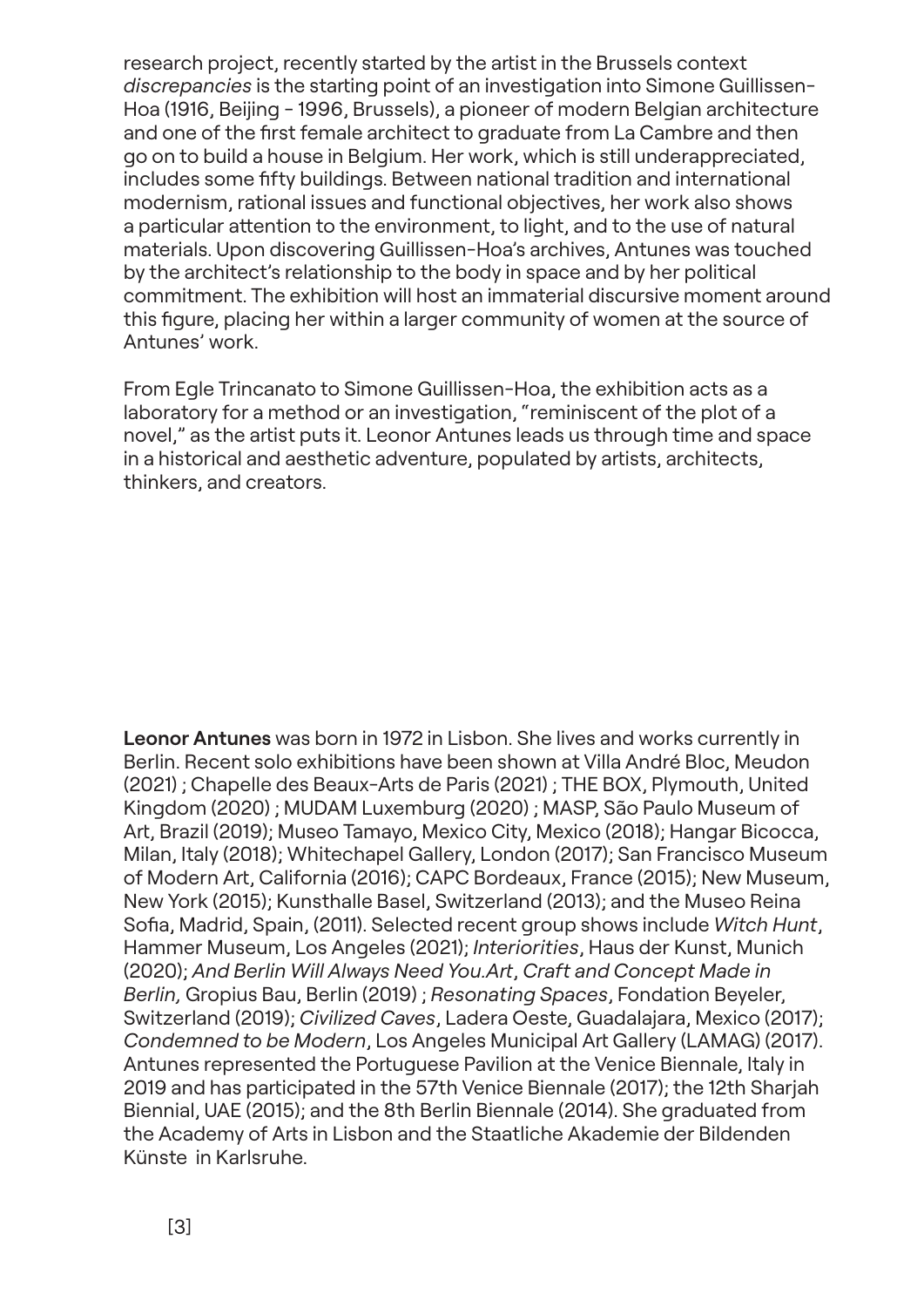research project, recently started by the artist in the Brussels context *discrepancies* is the starting point of an investigation into Simone Guillissen-Hoa (1916, Beijing - 1996, Brussels), a pioneer of modern Belgian architecture and one of the first female architect to graduate from La Cambre and then go on to build a house in Belgium. Her work, which is still underappreciated, includes some fifty buildings. Between national tradition and international modernism, rational issues and functional objectives, her work also shows a particular attention to the environment, to light, and to the use of natural materials. Upon discovering Guillissen-Hoa's archives, Antunes was touched by the architect's relationship to the body in space and by her political commitment. The exhibition will host an immaterial discursive moment around this figure, placing her within a larger community of women at the source of Antunes' work.

From Egle Trincanato to Simone Guillissen-Hoa, the exhibition acts as a laboratory for a method or an investigation, "reminiscent of the plot of a novel," as the artist puts it. Leonor Antunes leads us through time and space in a historical and aesthetic adventure, populated by artists, architects, thinkers, and creators.

**Leonor Antunes** was born in 1972 in Lisbon. She lives and works currently in Berlin. Recent solo exhibitions have been shown at Villa André Bloc, Meudon (2021) ; Chapelle des Beaux-Arts de Paris (2021) ; THE BOX, Plymouth, United Kingdom (2020) ; MUDAM Luxemburg (2020) ; MASP, São Paulo Museum of Art, Brazil (2019); Museo Tamayo, Mexico City, Mexico (2018); Hangar Bicocca, Milan, Italy (2018); Whitechapel Gallery, London (2017); San Francisco Museum of Modern Art, California (2016); CAPC Bordeaux, France (2015); New Museum, New York (2015); Kunsthalle Basel, Switzerland (2013); and the Museo Reina Sofia, Madrid, Spain, (2011). Selected recent group shows include *Witch Hunt*, Hammer Museum, Los Angeles (2021); *Interiorities*, Haus der Kunst, Munich (2020); *And Berlin Will Always Need You.Art*, *Craft and Concept Made in Berlin,* Gropius Bau, Berlin (2019) ; *Resonating Spaces*, Fondation Beyeler, Switzerland (2019); *Civilized Caves*, Ladera Oeste, Guadalajara, Mexico (2017); *Condemned to be Modern*, Los Angeles Municipal Art Gallery (LAMAG) (2017). Antunes represented the Portuguese Pavilion at the Venice Biennale, Italy in 2019 and has participated in the 57th Venice Biennale (2017); the 12th Sharjah Biennial, UAE (2015); and the 8th Berlin Biennale (2014). She graduated from the Academy of Arts in Lisbon and the Staatliche Akademie der Bildenden Künste in Karlsruhe.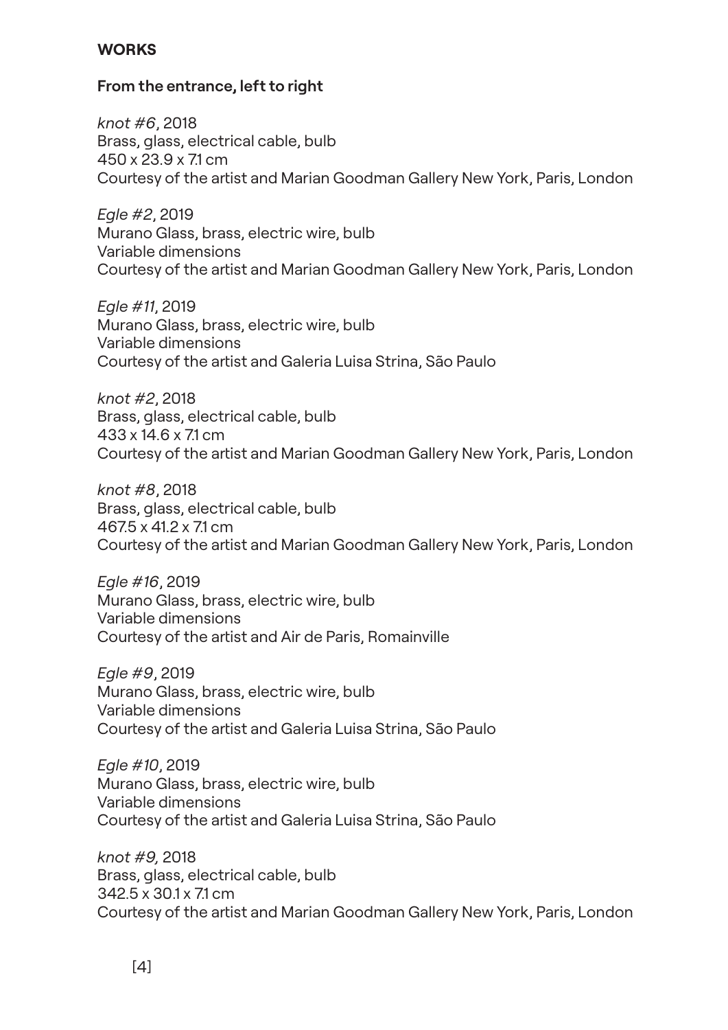## WORKS

### From the entrance, left to right

*knot #6*, 2018
Brass, glass, electrical cable, bulb
450 x 23.9 x 7.1 cm
Courtesy of the artist and Marian Goodman Gallery New York, Paris, London

*Egle #2*, 2019
Murano Glass, brass, electric wire, bulb
Variable dimensions
Courtesy of the artist and Marian Goodman Gallery New York, Paris, London

*Egle #11*, 2019
Murano Glass, brass, electric wire, bulb
Variable dimensions
Courtesy of the artist and Galeria Luisa Strina, São Paulo

*knot #2*, 2018
Brass, glass, electrical cable, bulb
433 x 14.6 x 7.1 cm
Courtesy of the artist and Marian Goodman Gallery New York, Paris, London

*knot #8*, 2018
Brass, glass, electrical cable, bulb
467.5 x 41.2 x 7.1 cm
Courtesy of the artist and Marian Goodman Gallery New York, Paris, London

*Egle #16*, 2019
Murano Glass, brass, electric wire, bulb
Variable dimensions
Courtesy of the artist and Air de Paris, Romainville

*Egle #9*, 2019
Murano Glass, brass, electric wire, bulb
Variable dimensions
Courtesy of the artist and Galeria Luisa Strina, São Paulo

*Egle #10*, 2019
Murano Glass, brass, electric wire, bulb
Variable dimensions
Courtesy of the artist and Galeria Luisa Strina, São Paulo

*knot #9,* 2018
Brass, glass, electrical cable, bulb
342.5 x 30.1 x 7.1 cm
Courtesy of the artist and Marian Goodman Gallery New York, Paris, London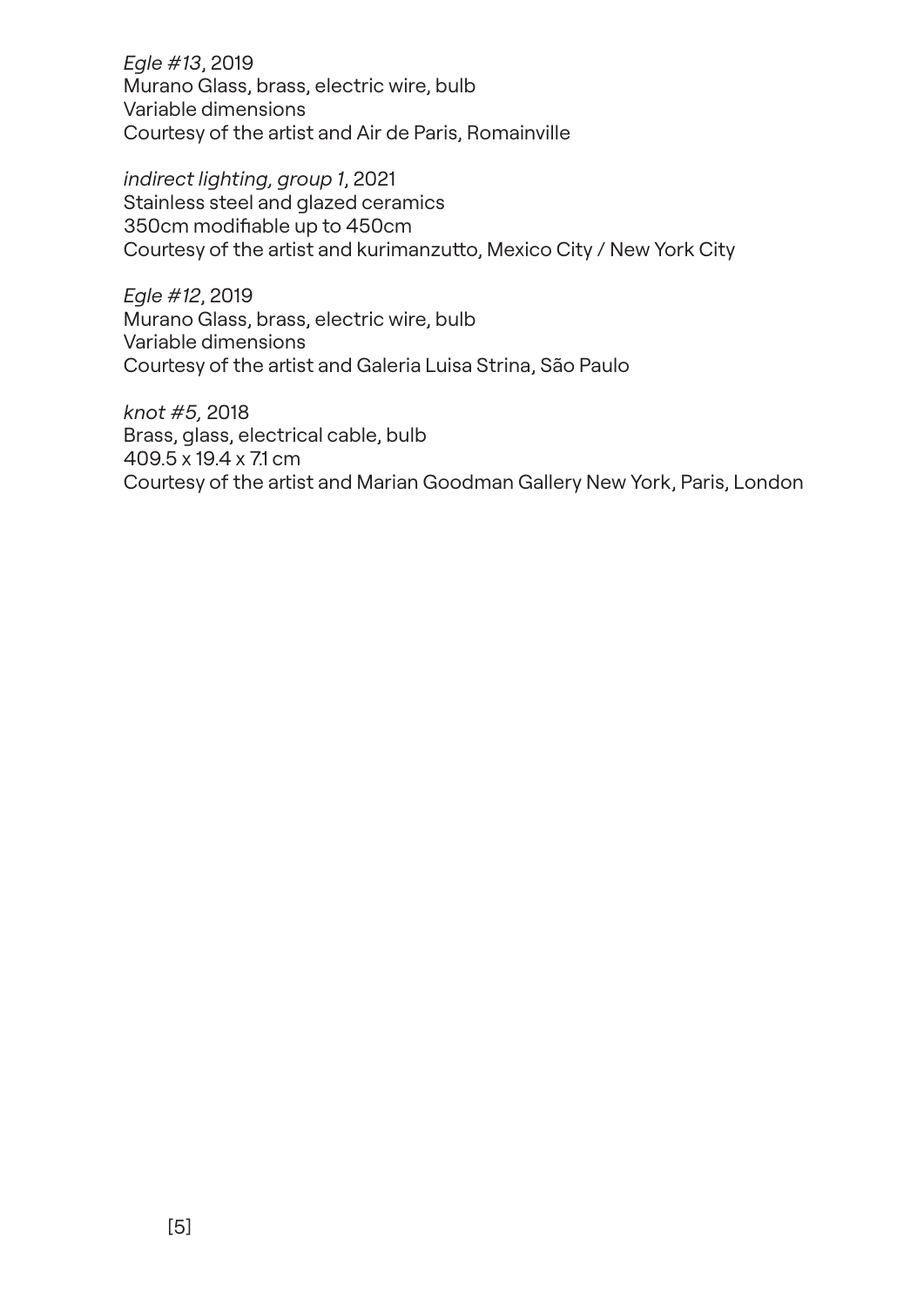*Egle #13*, 2019
Murano Glass, brass, electric wire, bulb
Variable dimensions
Courtesy of the artist and Air de Paris, Romainville

*indirect lighting, group 1*, 2021
Stainless steel and glazed ceramics
350cm modifiable up to 450cm
Courtesy of the artist and kurimanzutto, Mexico City / New York City

*Egle #12*, 2019
Murano Glass, brass, electric wire, bulb
Variable dimensions
Courtesy of the artist and Galeria Luisa Strina, São Paulo

*knot #5,* 2018
Brass, glass, electrical cable, bulb
409.5 x 19.4 x 7.1 cm
Courtesy of the artist and Marian Goodman Gallery New York, Paris, London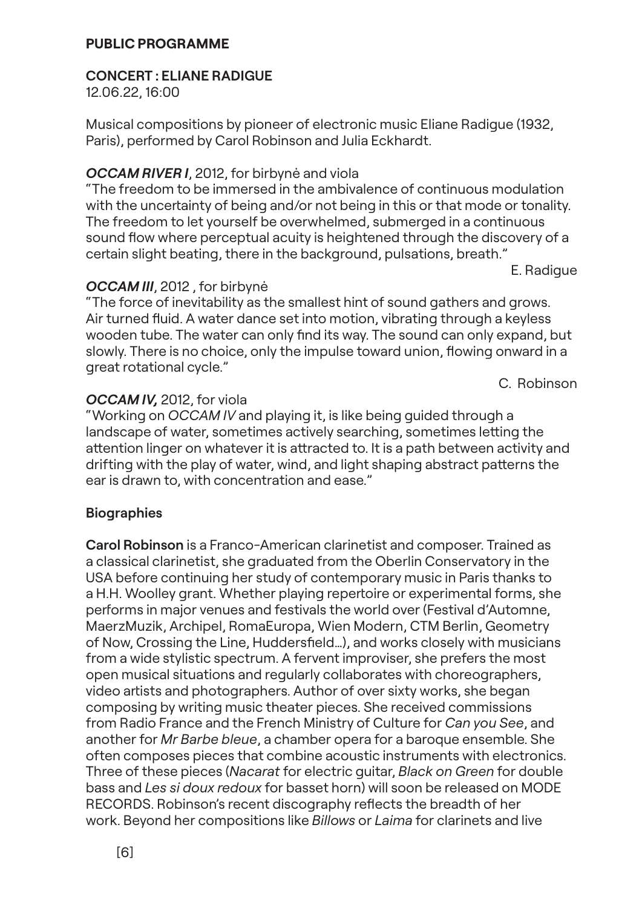**PUBLIC PROGRAMME**

**CONCERT : ELIANE RADIGUE**
12.06.22, 16:00

Musical compositions by pioneer of electronic music Eliane Radigue (1932, Paris), performed by Carol Robinson and Julia Eckhardt.

***OCCAM RIVER I***, 2012, for birbynė and viola
"The freedom to be immersed in the ambivalence of continuous modulation with the uncertainty of being and/or not being in this or that mode or tonality. The freedom to let yourself be overwhelmed, submerged in a continuous sound flow where perceptual acuity is heightened through the discovery of a certain slight beating, there in the background, pulsations, breath."

E. Radigue

***OCCAM III***, 2012 , for birbynė
"The force of inevitability as the smallest hint of sound gathers and grows. Air turned fluid. A water dance set into motion, vibrating through a keyless wooden tube. The water can only find its way. The sound can only expand, but slowly. There is no choice, only the impulse toward union, flowing onward in a great rotational cycle."

C. Robinson

***OCCAM IV,*** 2012, for viola
"Working on *OCCAM IV* and playing it, is like being guided through a landscape of water, sometimes actively searching, sometimes letting the attention linger on whatever it is attracted to. It is a path between activity and drifting with the play of water, wind, and light shaping abstract patterns the ear is drawn to, with concentration and ease."

**Biographies**

**Carol Robinson** is a Franco-American clarinetist and composer. Trained as a classical clarinetist, she graduated from the Oberlin Conservatory in the USA before continuing her study of contemporary music in Paris thanks to a H.H. Woolley grant. Whether playing repertoire or experimental forms, she performs in major venues and festivals the world over (Festival d'Automne, MaerzMuzik, Archipel, RomaEuropa, Wien Modern, CTM Berlin, Geometry of Now, Crossing the Line, Huddersfield…), and works closely with musicians from a wide stylistic spectrum. A fervent improviser, she prefers the most open musical situations and regularly collaborates with choreographers, video artists and photographers. Author of over sixty works, she began composing by writing music theater pieces. She received commissions from Radio France and the French Ministry of Culture for *Can you See*, and another for *Mr Barbe bleue*, a chamber opera for a baroque ensemble. She often composes pieces that combine acoustic instruments with electronics. Three of these pieces (*Nacarat* for electric guitar, *Black on Green* for double bass and *Les si doux redoux* for basset horn) will soon be released on MODE RECORDS. Robinson's recent discography reflects the breadth of her work. Beyond her compositions like *Billows* or *Laima* for clarinets and live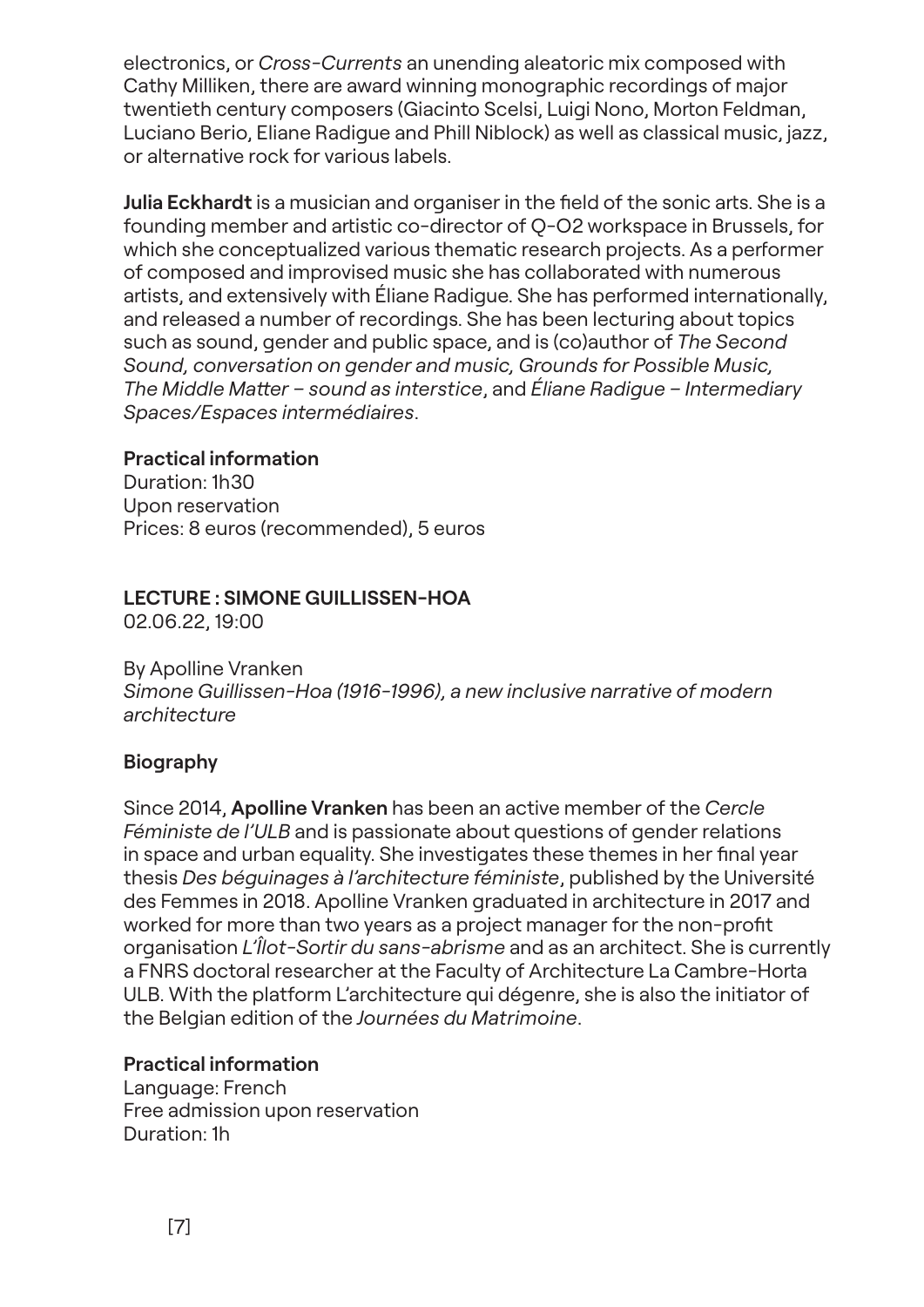electronics, or *Cross-Currents* an unending aleatoric mix composed with Cathy Milliken, there are award winning monographic recordings of major twentieth century composers (Giacinto Scelsi, Luigi Nono, Morton Feldman, Luciano Berio, Eliane Radigue and Phill Niblock) as well as classical music, jazz, or alternative rock for various labels.

**Julia Eckhardt** is a musician and organiser in the field of the sonic arts. She is a founding member and artistic co-director of Q-O2 workspace in Brussels, for which she conceptualized various thematic research projects. As a performer of composed and improvised music she has collaborated with numerous artists, and extensively with Éliane Radigue. She has performed internationally, and released a number of recordings. She has been lecturing about topics such as sound, gender and public space, and is (co)author of *The Second Sound, conversation on gender and music, Grounds for Possible Music, The Middle Matter – sound as interstice*, and *Éliane Radigue – Intermediary Spaces/Espaces intermédiaires*.

**Practical information**
Duration: 1h30
Upon reservation
Prices: 8 euros (recommended), 5 euros

## LECTURE : SIMONE GUILLISSEN-HOA

02.06.22, 19:00

By Apolline Vranken
*Simone Guillissen-Hoa (1916-1996), a new inclusive narrative of modern architecture*

**Biography**

Since 2014, **Apolline Vranken** has been an active member of the *Cercle Féministe de l'ULB* and is passionate about questions of gender relations in space and urban equality. She investigates these themes in her final year thesis *Des béguinages à l'architecture féministe*, published by the Université des Femmes in 2018. Apolline Vranken graduated in architecture in 2017 and worked for more than two years as a project manager for the non-profit organisation *L'Îlot-Sortir du sans-abrisme* and as an architect. She is currently a FNRS doctoral researcher at the Faculty of Architecture La Cambre-Horta ULB. With the platform L'architecture qui dégenre, she is also the initiator of the Belgian edition of the *Journées du Matrimoine*.

**Practical information**
Language: French
Free admission upon reservation
Duration: 1h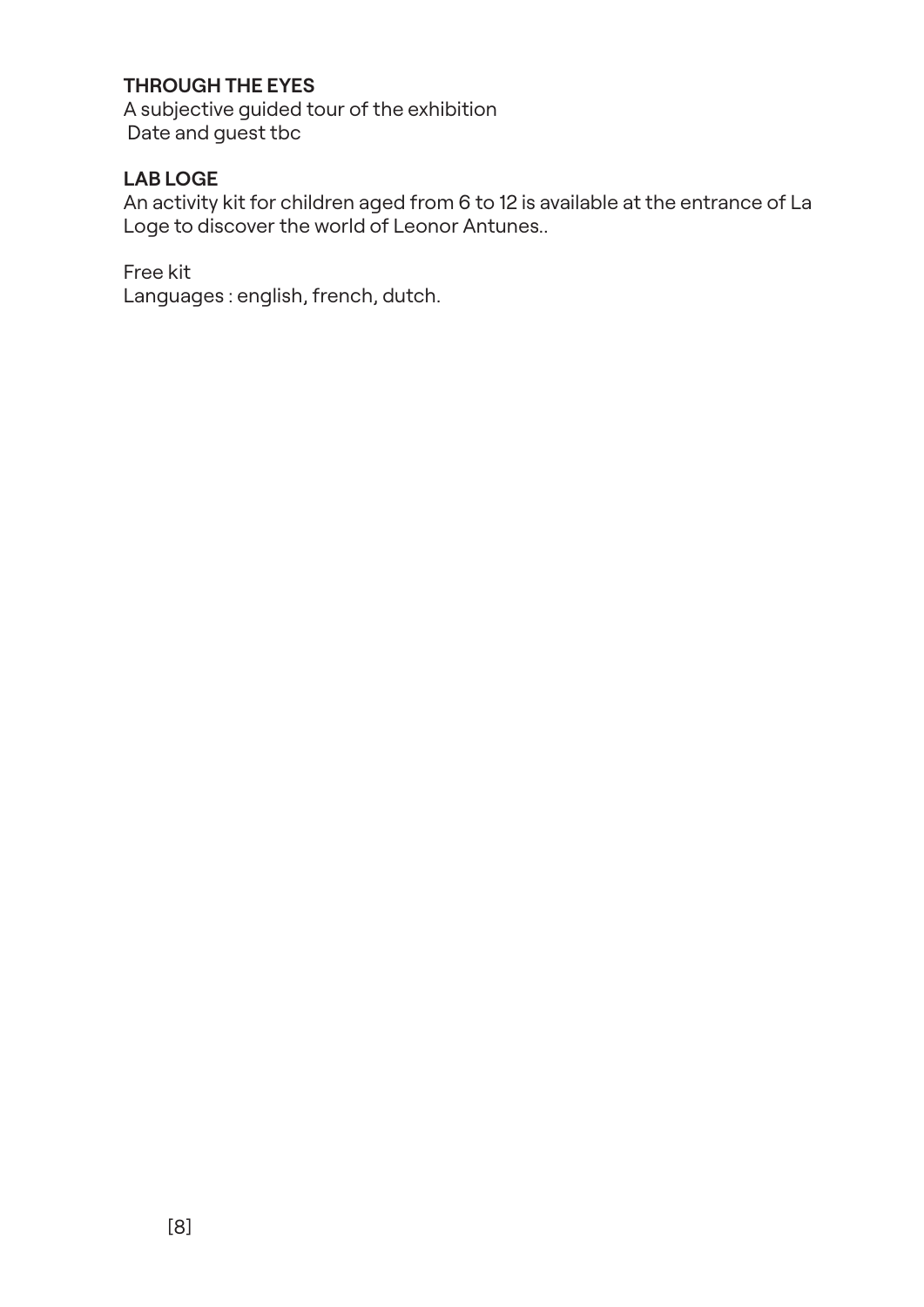**THROUGH THE EYES**
A subjective guided tour of the exhibition
Date and guest tbc

**LAB LOGE**
An activity kit for children aged from 6 to 12 is available at the entrance of La Loge to discover the world of Leonor Antunes..

Free kit
Languages : english, french, dutch.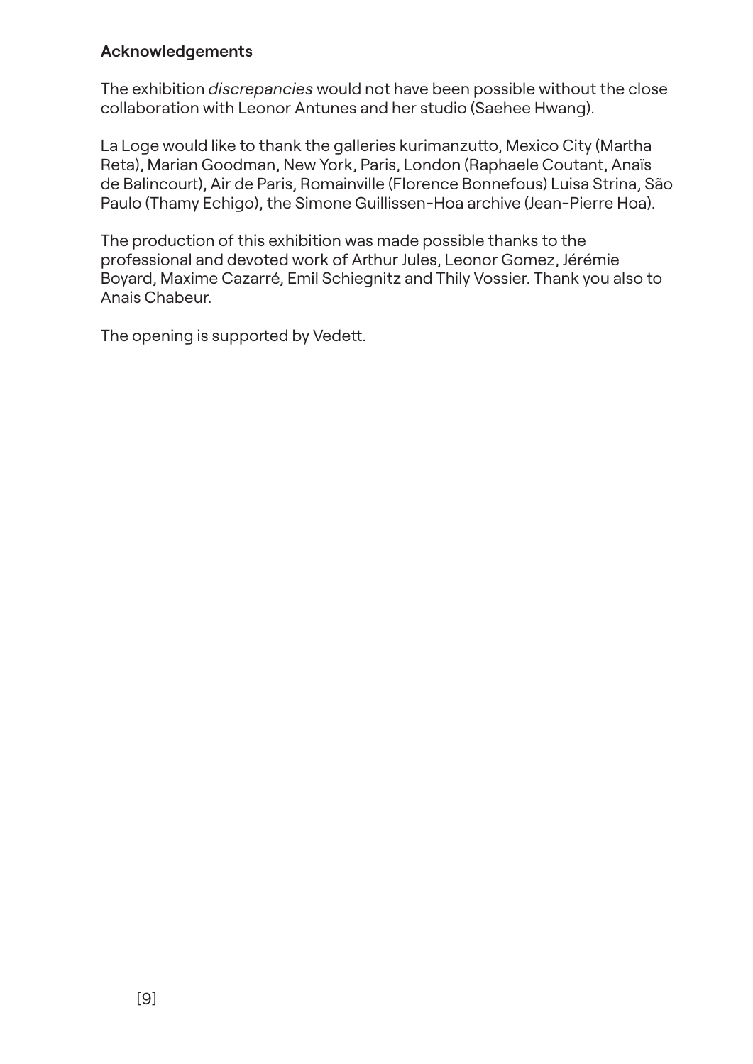## Acknowledgements

The exhibition *discrepancies* would not have been possible without the close collaboration with Leonor Antunes and her studio (Saehee Hwang).

La Loge would like to thank the galleries kurimanzutto, Mexico City (Martha Reta), Marian Goodman, New York, Paris, London (Raphaele Coutant, Anaïs de Balincourt), Air de Paris, Romainville (Florence Bonnefous) Luisa Strina, São Paulo (Thamy Echigo), the Simone Guillissen-Hoa archive (Jean-Pierre Hoa).

The production of this exhibition was made possible thanks to the professional and devoted work of Arthur Jules, Leonor Gomez, Jérémie Boyard, Maxime Cazarré, Emil Schiegnitz and Thily Vossier. Thank you also to Anais Chabeur.

The opening is supported by Vedett.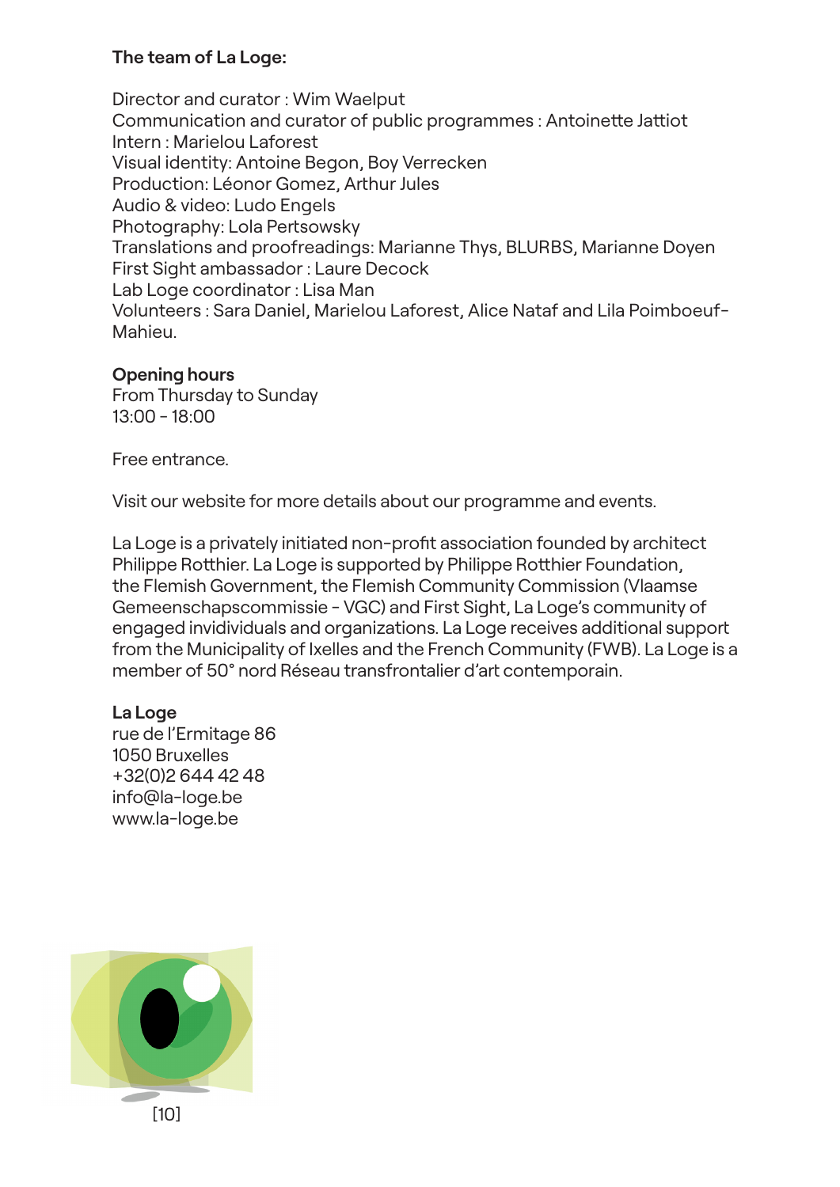**The team of La Loge:**

Director and curator : Wim Waelput
Communication and curator of public programmes : Antoinette Jattiot
Intern : Marielou Laforest
Visual identity: Antoine Begon, Boy Verrecken
Production: Léonor Gomez, Arthur Jules
Audio & video: Ludo Engels
Photography: Lola Pertsowsky
Translations and proofreadings: Marianne Thys, BLURBS, Marianne Doyen
First Sight ambassador : Laure Decock
Lab Loge coordinator : Lisa Man
Volunteers : Sara Daniel, Marielou Laforest, Alice Nataf and Lila Poimboeuf-Mahieu.

**Opening hours**
From Thursday to Sunday
13:00 - 18:00

Free entrance.

Visit our website for more details about our programme and events.

La Loge is a privately initiated non-profit association founded by architect Philippe Rotthier. La Loge is supported by Philippe Rotthier Foundation, the Flemish Government, the Flemish Community Commission (Vlaamse Gemeenschapscommissie - VGC) and First Sight, La Loge's community of engaged invididuals and organizations. La Loge receives additional support from the Municipality of Ixelles and the French Community (FWB). La Loge is a member of 50° nord Réseau transfrontalier d'art contemporain.

**La Loge**
rue de l'Ermitage 86
1050 Bruxelles
+32(0)2 644 42 48
info@la-loge.be
www.la-loge.be